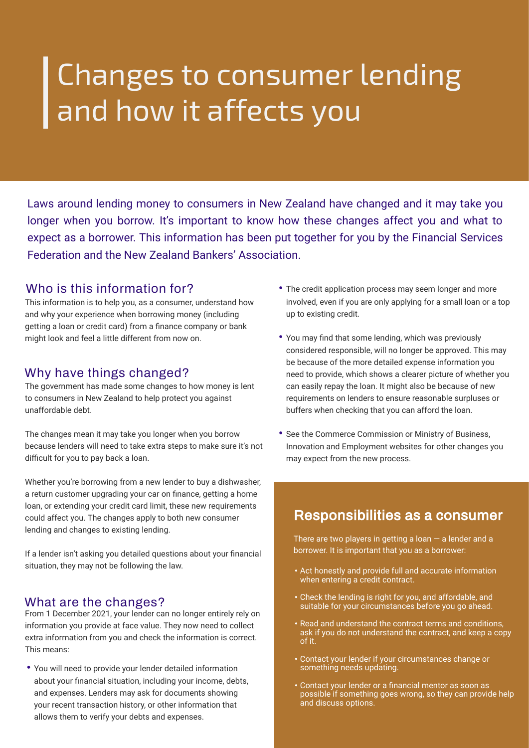# Changes to consumer lending and how it affects you

Laws around lending money to consumers in New Zealand have changed and it may take you longer when you borrow. It's important to know how these changes affect you and what to expect as a borrower. This information has been put together for you by the Financial Services Federation and the New Zealand Bankers' Association.

## Who is this information for?

This information is to help you, as a consumer, understand how and why your experience when borrowing money (including getting a loan or credit card) from a finance company or bank might look and feel a little different from now on.

## Why have things changed?

The government has made some changes to how money is lent to consumers in New Zealand to help protect you against unaffordable debt.

The changes mean it may take you longer when you borrow because lenders will need to take extra steps to make sure it's not difficult for you to pay back a loan.

Whether you're borrowing from a new lender to buy a dishwasher, a return customer upgrading your car on finance, getting a home loan, or extending your credit card limit, these new requirements could affect you. The changes apply to both new consumer lending and changes to existing lending.

If a lender isn't asking you detailed questions about your financial situation, they may not be following the law.

## What are the changes?

From 1 December 2021, your lender can no longer entirely rely on information you provide at face value. They now need to collect extra information from you and check the information is correct. This means:

- You will need to provide your lender detailed information about your financial situation, including your income, debts, and expenses. Lenders may ask for documents showing your recent transaction history, or other information that allows them to verify your debts and expenses.
- The credit application process may seem longer and more involved, even if you are only applying for a small loan or a top up to existing credit.
- You may find that some lending, which was previously considered responsible, will no longer be approved. This may be because of the more detailed expense information you need to provide, which shows a clearer picture of whether you can easily repay the loan. It might also be because of new requirements on lenders to ensure reasonable surpluses or buffers when checking that you can afford the loan.
- See the Commerce Commission or Ministry of Business, Innovation and Employment websites for other changes you may expect from the new process.

## Responsibilities as a consumer

There are two players in getting a loan — a lender and a borrower. It is important that you as a borrower:

- Act honestly and provide full and accurate information when entering a credit contract.
- Check the lending is right for you, and affordable, and suitable for your circumstances before you go ahead.
- Read and understand the contract terms and conditions, ask if you do not understand the contract, and keep a copy of it.
- Contact your lender if your circumstances change or something needs updating.
- Contact your lender or a financial mentor as soon as possible if something goes wrong, so they can provide help and discuss options.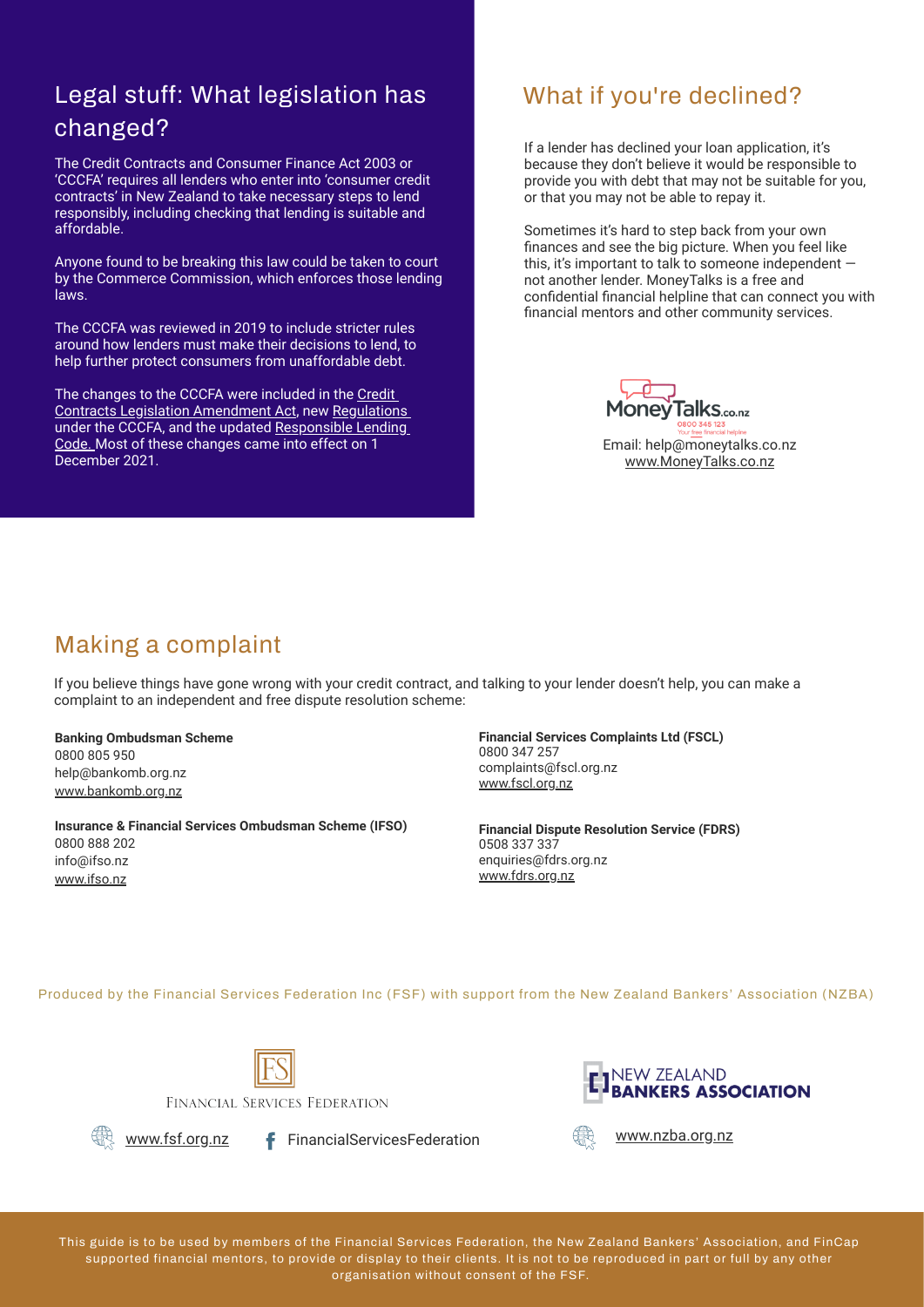## Legal stuff: What legislation has changed?

The Credit Contracts and Consumer Finance Act 2003 or 'CCCFA' requires all lenders who enter into 'consumer credit contracts' in New Zealand to take necessary steps to lend responsibly, including checking that lending is suitable and affordable.

Anyone found to be breaking this law could be taken to court by the Commerce Commission, which enforces those lending laws.

The CCCFA was reviewed in 2019 to include stricter rules around how lenders must make their decisions to lend, to help further protect consumers from unaffordable debt.

The changes to the CCCFA were included in the Credit Contracts Legislation Amendment Act, new Regulations under the CCCFA, and the updated Responsible Lending Code. Most of these changes came into effect on 1 December 2021.

## What if you're declined?

If a lender has declined your loan application, it's because they don't believe it would be responsible to provide you with debt that may not be suitable for you, or that you may not be able to repay it.

Sometimes it's hard to step back from your own finances and see the big picture. When you feel like this, it's important to talk to someone independent — not another lender. MoneyTalks is a free and confidential financial helpline that can connect you with financial mentors and other community services.

MoneyTalks.co.nz
0800 345 123
Your free financial helpline

Email: help@moneytalks.co.nz
www.MoneyTalks.co.nz

## Making a complaint

If you believe things have gone wrong with your credit contract, and talking to your lender doesn't help, you can make a complaint to an independent and free dispute resolution scheme:

**Banking Ombudsman Scheme**
0800 805 950
help@bankomb.org.nz
www.bankomb.org.nz

**Insurance & Financial Services Ombudsman Scheme (IFSO)**
0800 888 202
info@ifso.nz
www.ifso.nz

**Financial Services Complaints Ltd (FSCL)**
0800 347 257
complaints@fscl.org.nz
www.fscl.org.nz

**Financial Dispute Resolution Service (FDRS)**
0508 337 337
enquiries@fdrs.org.nz
www.fdrs.org.nz

Produced by the Financial Services Federation Inc (FSF) with support from the New Zealand Bankers' Association (NZBA)

Financial Services Federation

www.fsf.org.nz FinancialServicesFederation

New Zealand Bankers Association

www.nzba.org.nz

This guide is to be used by members of the Financial Services Federation, the New Zealand Bankers' Association, and FinCap supported financial mentors, to provide or display to their clients. It is not to be reproduced in part or full by any other organisation without consent of the FSF.